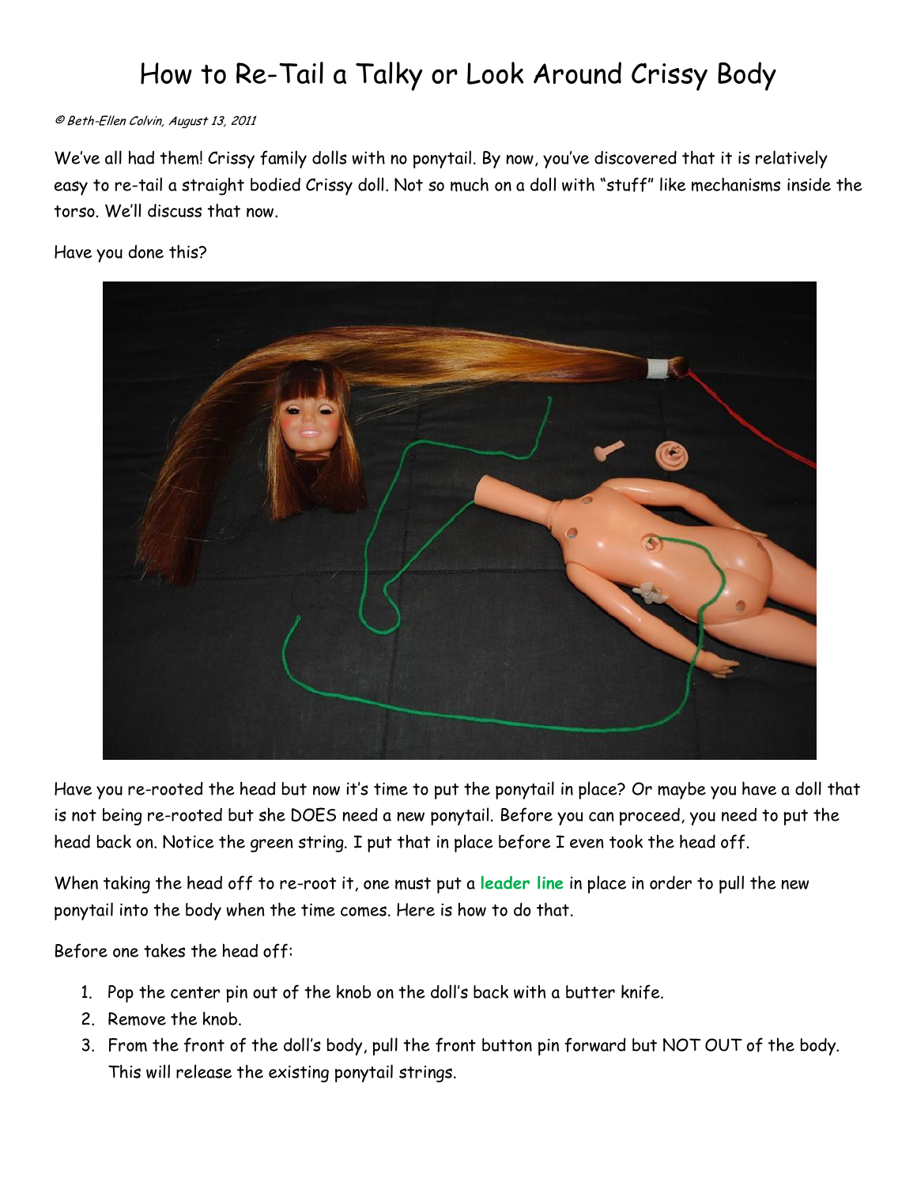# How to Re-Tail a Talky or Look Around Crissy Body

*© Beth-Ellen Colvin, August 13, 2011*

We've all had them! Crissy family dolls with no ponytail. By now, you've discovered that it is relatively easy to re-tail a straight bodied Crissy doll. Not so much on a doll with "stuff" like mechanisms inside the torso. We'll discuss that now.

Have you done this?

Have you re-rooted the head but now it's time to put the ponytail in place? Or maybe you have a doll that is not being re-rooted but she DOES need a new ponytail. Before you can proceed, you need to put the head back on. Notice the green string. I put that in place before I even took the head off.

When taking the head off to re-root it, one must put a **leader line** in place in order to pull the new ponytail into the body when the time comes. Here is how to do that.

Before one takes the head off:

1. Pop the center pin out of the knob on the doll's back with a butter knife.
2. Remove the knob.
3. From the front of the doll's body, pull the front button pin forward but NOT OUT of the body. This will release the existing ponytail strings.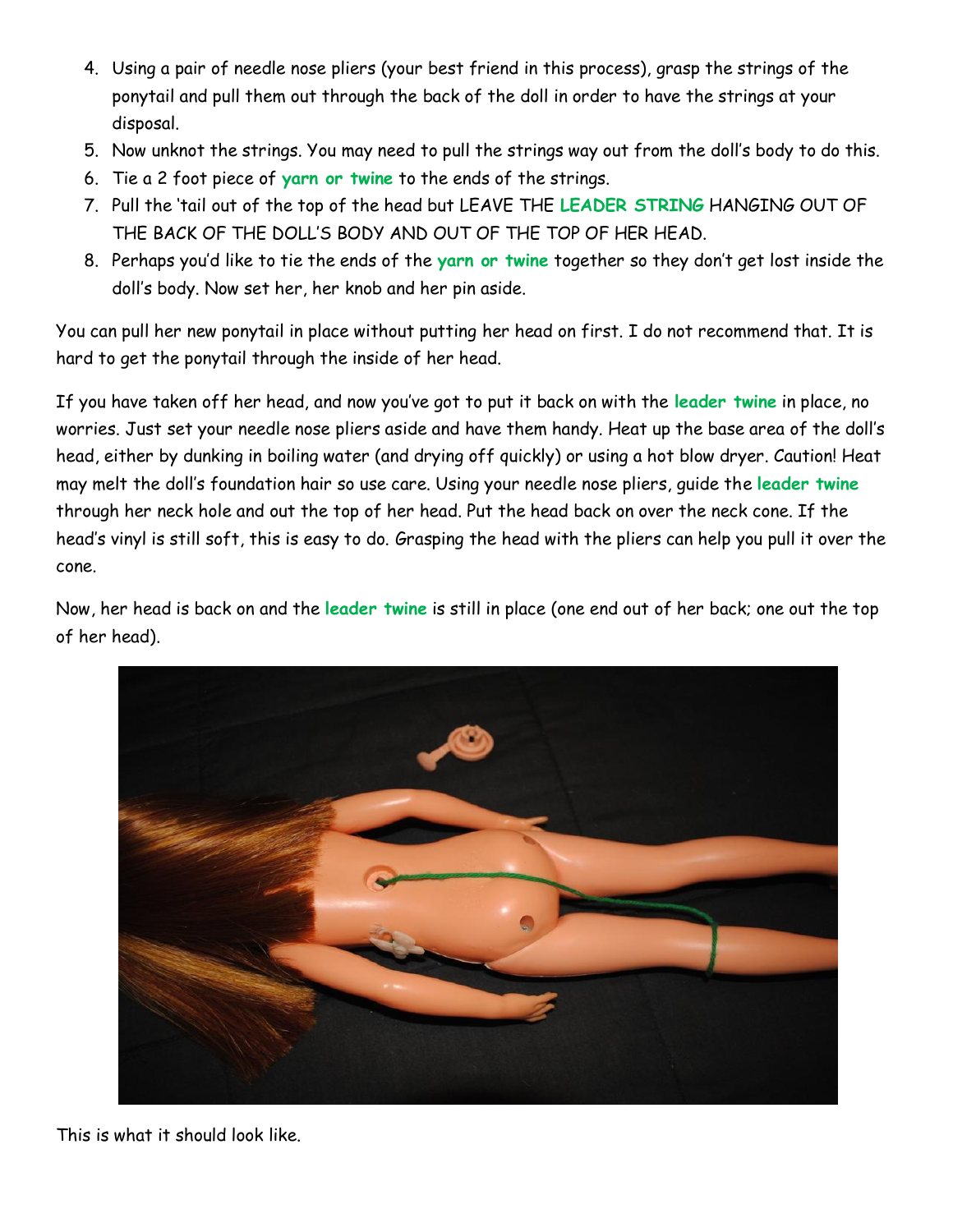4. Using a pair of needle nose pliers (your best friend in this process), grasp the strings of the ponytail and pull them out through the back of the doll in order to have the strings at your disposal.
5. Now unknot the strings. You may need to pull the strings way out from the doll's body to do this.
6. Tie a 2 foot piece of **yarn or twine** to the ends of the strings.
7. Pull the 'tail out of the top of the head but LEAVE THE **LEADER STRING** HANGING OUT OF THE BACK OF THE DOLL'S BODY AND OUT OF THE TOP OF HER HEAD.
8. Perhaps you'd like to tie the ends of the **yarn or twine** together so they don't get lost inside the doll's body. Now set her, her knob and her pin aside.

You can pull her new ponytail in place without putting her head on first. I do not recommend that. It is hard to get the ponytail through the inside of her head.

If you have taken off her head, and now you've got to put it back on with the **leader twine** in place, no worries. Just set your needle nose pliers aside and have them handy. Heat up the base area of the doll's head, either by dunking in boiling water (and drying off quickly) or using a hot blow dryer. Caution! Heat may melt the doll's foundation hair so use care. Using your needle nose pliers, guide the **leader twine** through her neck hole and out the top of her head. Put the head back on over the neck cone. If the head's vinyl is still soft, this is easy to do. Grasping the head with the pliers can help you pull it over the cone.

Now, her head is back on and the **leader twine** is still in place (one end out of her back; one out the top of her head).

This is what it should look like.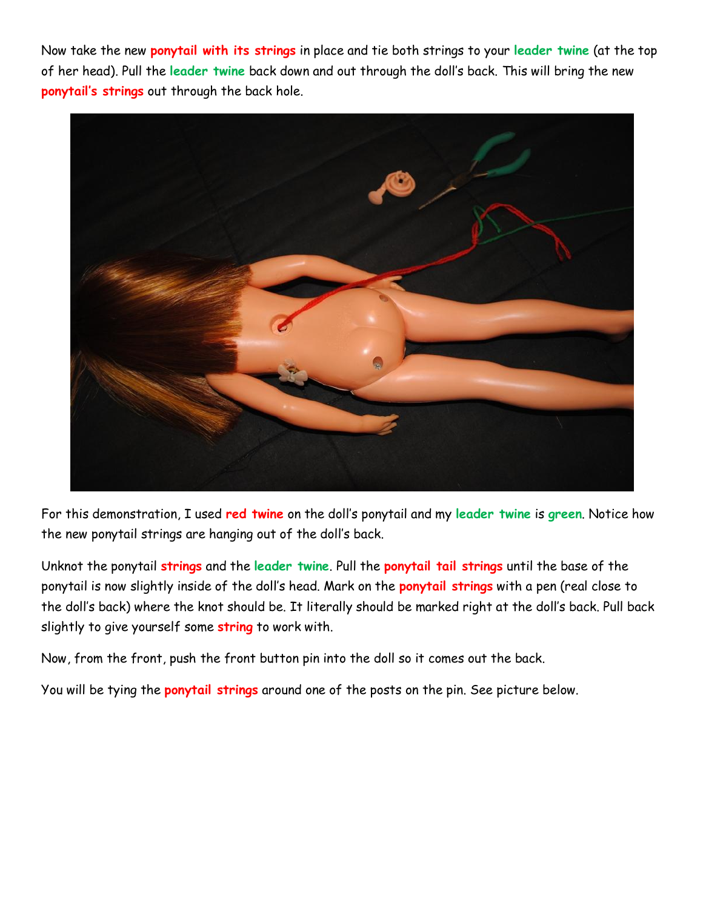Now take the new **ponytail with its strings** in place and tie both strings to your **leader twine** (at the top of her head). Pull the **leader twine** back down and out through the doll's back. This will bring the new **ponytail's strings** out through the back hole.

For this demonstration, I used **red twine** on the doll's ponytail and my **leader twine** is **green**. Notice how the new ponytail strings are hanging out of the doll's back.

Unknot the ponytail **strings** and the **leader twine**. Pull the **ponytail tail strings** until the base of the ponytail is now slightly inside of the doll's head. Mark on the **ponytail strings** with a pen (real close to the doll's back) where the knot should be. It literally should be marked right at the doll's back. Pull back slightly to give yourself some **string** to work with.

Now, from the front, push the front button pin into the doll so it comes out the back.

You will be tying the **ponytail strings** around one of the posts on the pin. See picture below.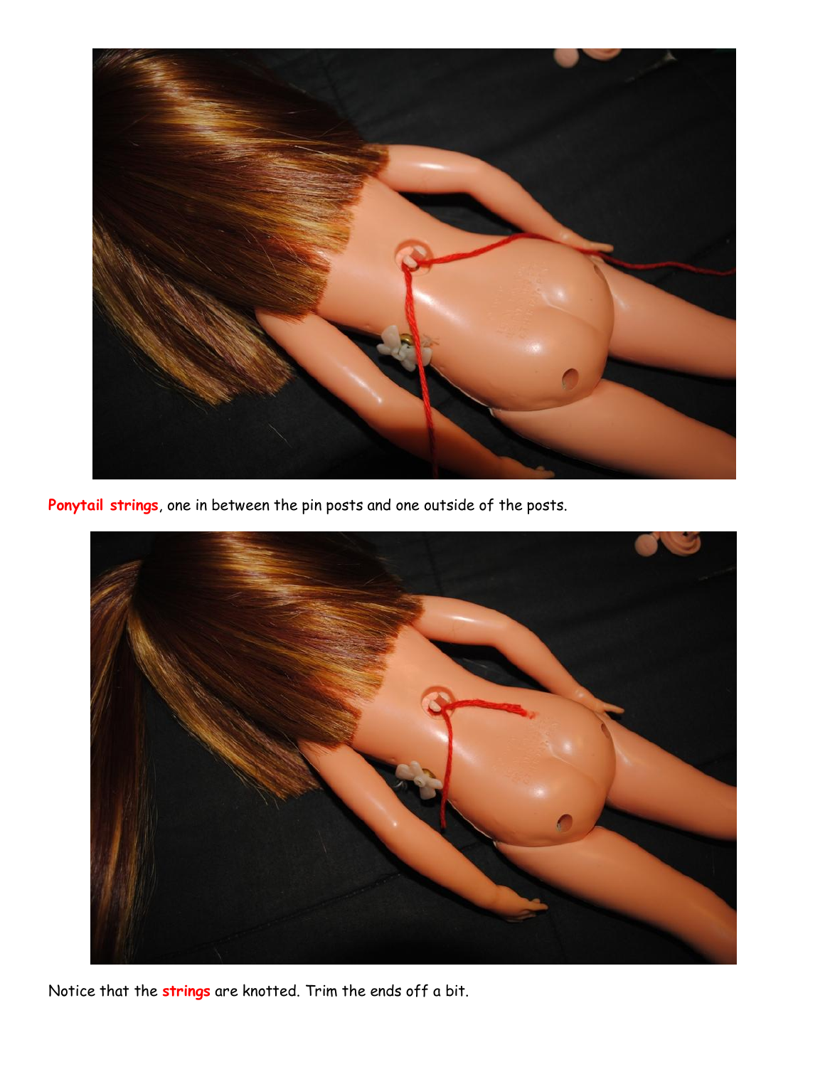**Ponytail strings**, one in between the pin posts and one outside of the posts.

Notice that the **strings** are knotted. Trim the ends off a bit.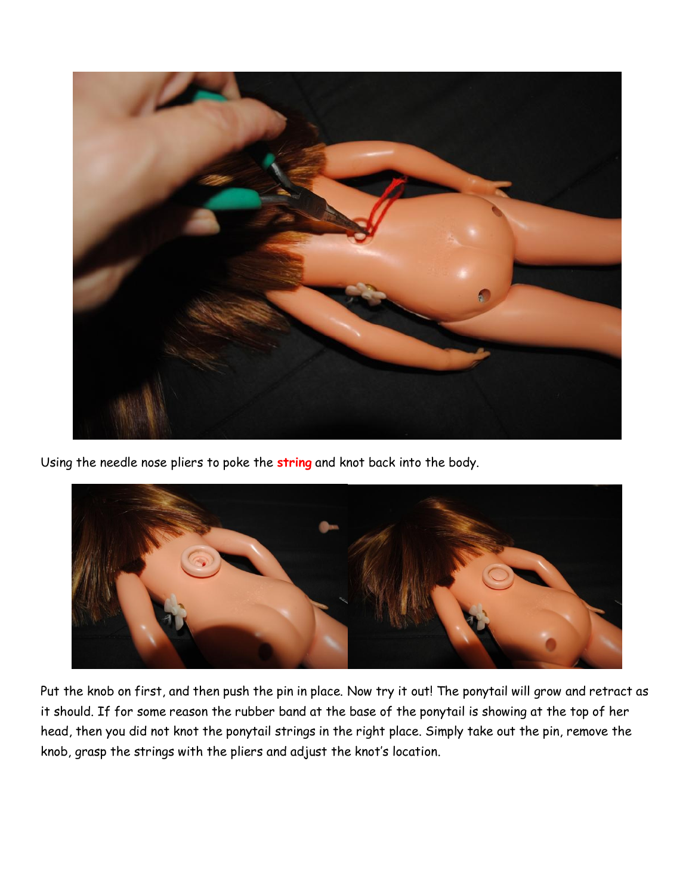Using the needle nose pliers to poke the **string** and knot back into the body.

Put the knob on first, and then push the pin in place. Now try it out! The ponytail will grow and retract as it should. If for some reason the rubber band at the base of the ponytail is showing at the top of her head, then you did not knot the ponytail strings in the right place. Simply take out the pin, remove the knob, grasp the strings with the pliers and adjust the knot's location.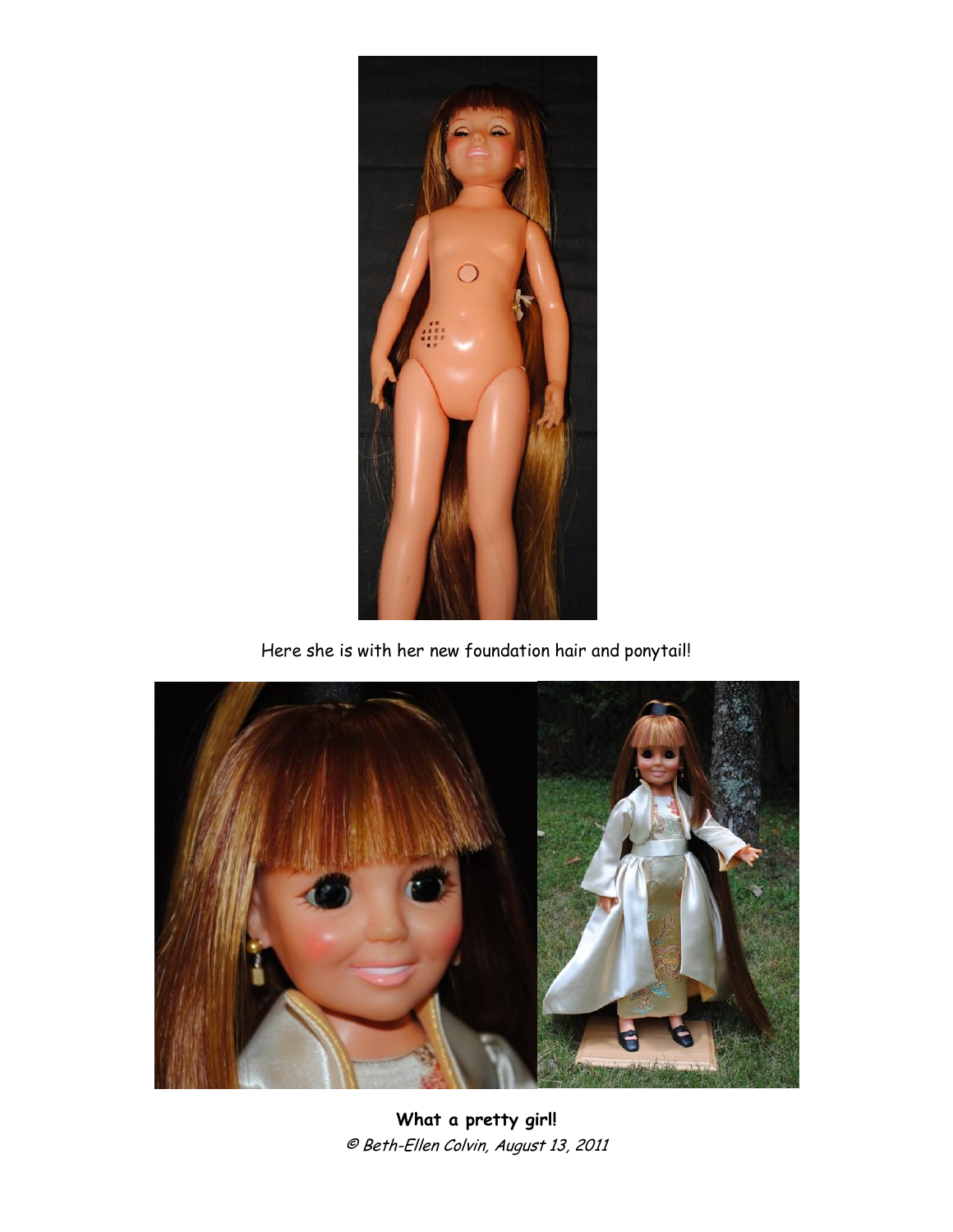Here she is with her new foundation hair and ponytail!

**What a pretty girl!**

*© Beth-Ellen Colvin, August 13, 2011*